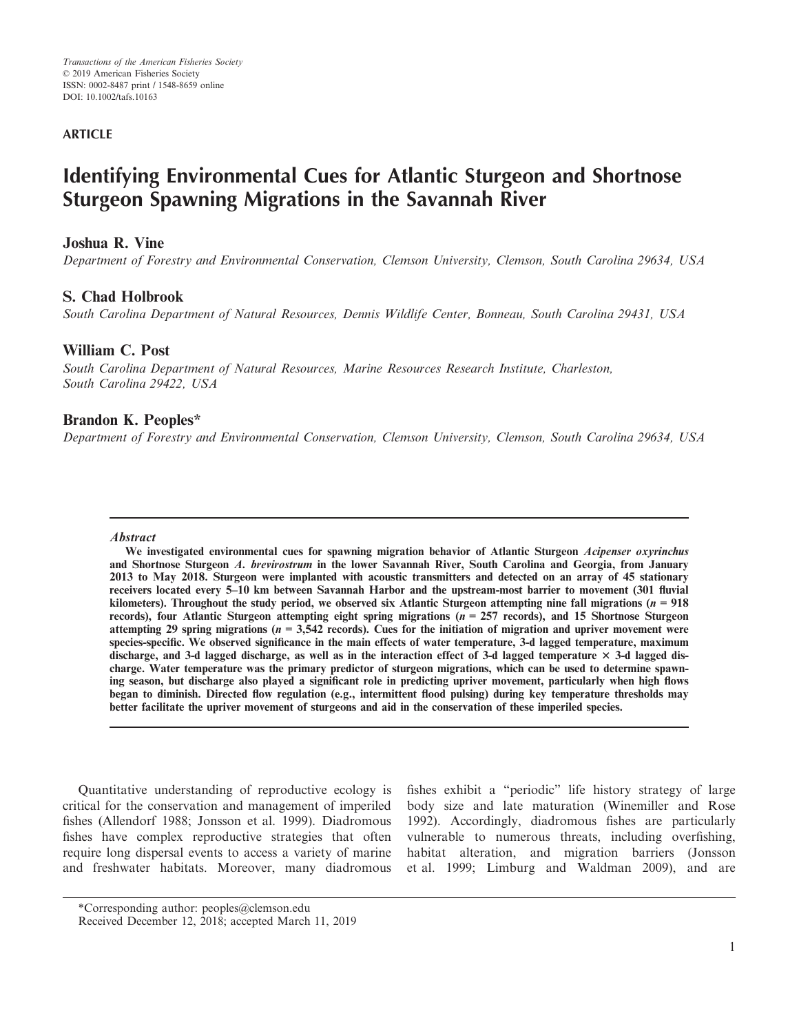Transactions of the American Fisheries Society
© 2019 American Fisheries Society
ISSN: 0002-8487 print / 1548-8659 online
DOI: 10.1002/tafs.10163

**ARTICLE**

# Identifying Environmental Cues for Atlantic Sturgeon and Shortnose Sturgeon Spawning Migrations in the Savannah River

**Joshua R. Vine**
*Department of Forestry and Environmental Conservation, Clemson University, Clemson, South Carolina 29634, USA*

**S. Chad Holbrook**
*South Carolina Department of Natural Resources, Dennis Wildlife Center, Bonneau, South Carolina 29431, USA*

**William C. Post**
*South Carolina Department of Natural Resources, Marine Resources Research Institute, Charleston, South Carolina 29422, USA*

**Brandon K. Peoples***
*Department of Forestry and Environmental Conservation, Clemson University, Clemson, South Carolina 29634, USA*

---

***Abstract***

**We investigated environmental cues for spawning migration behavior of Atlantic Sturgeon *Acipenser oxyrinchus* and Shortnose Sturgeon *A. brevirostrum* in the lower Savannah River, South Carolina and Georgia, from January 2013 to May 2018. Sturgeon were implanted with acoustic transmitters and detected on an array of 45 stationary receivers located every 5–10 km between Savannah Harbor and the upstream-most barrier to movement (301 fluvial kilometers). Throughout the study period, we observed six Atlantic Sturgeon attempting nine fall migrations (*n* = 918 records), four Atlantic Sturgeon attempting eight spring migrations (*n* = 257 records), and 15 Shortnose Sturgeon attempting 29 spring migrations (*n* = 3,542 records). Cues for the initiation of migration and upriver movement were species-specific. We observed significance in the main effects of water temperature, 3-d lagged temperature, maximum discharge, and 3-d lagged discharge, as well as in the interaction effect of 3-d lagged temperature × 3-d lagged discharge. Water temperature was the primary predictor of sturgeon migrations, which can be used to determine spawning season, but discharge also played a significant role in predicting upriver movement, particularly when high flows began to diminish. Directed flow regulation (e.g., intermittent flood pulsing) during key temperature thresholds may better facilitate the upriver movement of sturgeons and aid in the conservation of these imperiled species.**

---

Quantitative understanding of reproductive ecology is critical for the conservation and management of imperiled fishes (Allendorf 1988; Jonsson et al. 1999). Diadromous fishes have complex reproductive strategies that often require long dispersal events to access a variety of marine and freshwater habitats. Moreover, many diadromous fishes exhibit a "periodic" life history strategy of large body size and late maturation (Winemiller and Rose 1992). Accordingly, diadromous fishes are particularly vulnerable to numerous threats, including overfishing, habitat alteration, and migration barriers (Jonsson et al. 1999; Limburg and Waldman 2009), and are

*Corresponding author: peoples@clemson.edu
Received December 12, 2018; accepted March 11, 2019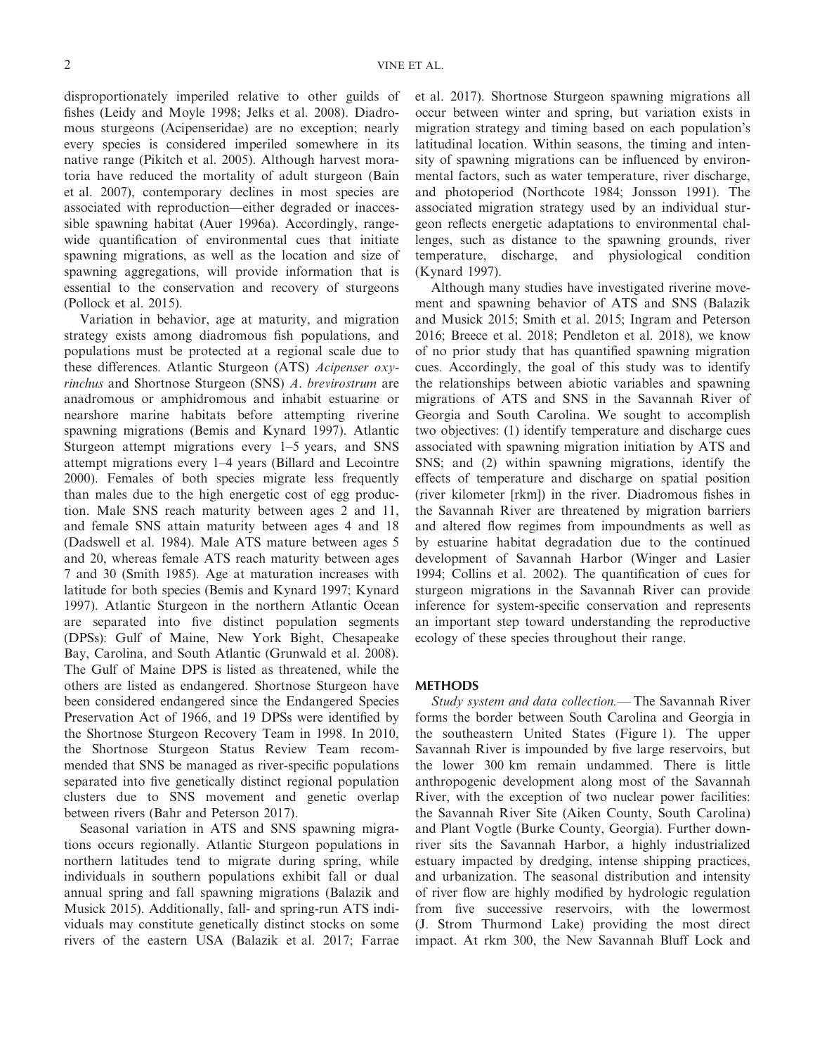disproportionately imperiled relative to other guilds of fishes (Leidy and Moyle 1998; Jelks et al. 2008). Diadromous sturgeons (Acipenseridae) are no exception; nearly every species is considered imperiled somewhere in its native range (Pikitch et al. 2005). Although harvest moratoria have reduced the mortality of adult sturgeon (Bain et al. 2007), contemporary declines in most species are associated with reproduction—either degraded or inaccessible spawning habitat (Auer 1996a). Accordingly, rangewide quantification of environmental cues that initiate spawning migrations, as well as the location and size of spawning aggregations, will provide information that is essential to the conservation and recovery of sturgeons (Pollock et al. 2015).

Variation in behavior, age at maturity, and migration strategy exists among diadromous fish populations, and populations must be protected at a regional scale due to these differences. Atlantic Sturgeon (ATS) *Acipenser oxyrinchus* and Shortnose Sturgeon (SNS) *A. brevirostrum* are anadromous or amphidromous and inhabit estuarine or nearshore marine habitats before attempting riverine spawning migrations (Bemis and Kynard 1997). Atlantic Sturgeon attempt migrations every 1–5 years, and SNS attempt migrations every 1–4 years (Billard and Lecointre 2000). Females of both species migrate less frequently than males due to the high energetic cost of egg production. Male SNS reach maturity between ages 2 and 11, and female SNS attain maturity between ages 4 and 18 (Dadswell et al. 1984). Male ATS mature between ages 5 and 20, whereas female ATS reach maturity between ages 7 and 30 (Smith 1985). Age at maturation increases with latitude for both species (Bemis and Kynard 1997; Kynard 1997). Atlantic Sturgeon in the northern Atlantic Ocean are separated into five distinct population segments (DPSs): Gulf of Maine, New York Bight, Chesapeake Bay, Carolina, and South Atlantic (Grunwald et al. 2008). The Gulf of Maine DPS is listed as threatened, while the others are listed as endangered. Shortnose Sturgeon have been considered endangered since the Endangered Species Preservation Act of 1966, and 19 DPSs were identified by the Shortnose Sturgeon Recovery Team in 1998. In 2010, the Shortnose Sturgeon Status Review Team recommended that SNS be managed as river-specific populations separated into five genetically distinct regional population clusters due to SNS movement and genetic overlap between rivers (Bahr and Peterson 2017).

Seasonal variation in ATS and SNS spawning migrations occurs regionally. Atlantic Sturgeon populations in northern latitudes tend to migrate during spring, while individuals in southern populations exhibit fall or dual annual spring and fall spawning migrations (Balazik and Musick 2015). Additionally, fall- and spring-run ATS individuals may constitute genetically distinct stocks on some rivers of the eastern USA (Balazik et al. 2017; Farrae et al. 2017). Shortnose Sturgeon spawning migrations all occur between winter and spring, but variation exists in migration strategy and timing based on each population's latitudinal location. Within seasons, the timing and intensity of spawning migrations can be influenced by environmental factors, such as water temperature, river discharge, and photoperiod (Northcote 1984; Jonsson 1991). The associated migration strategy used by an individual sturgeon reflects energetic adaptations to environmental challenges, such as distance to the spawning grounds, river temperature, discharge, and physiological condition (Kynard 1997).

Although many studies have investigated riverine movement and spawning behavior of ATS and SNS (Balazik and Musick 2015; Smith et al. 2015; Ingram and Peterson 2016; Breece et al. 2018; Pendleton et al. 2018), we know of no prior study that has quantified spawning migration cues. Accordingly, the goal of this study was to identify the relationships between abiotic variables and spawning migrations of ATS and SNS in the Savannah River of Georgia and South Carolina. We sought to accomplish two objectives: (1) identify temperature and discharge cues associated with spawning migration initiation by ATS and SNS; and (2) within spawning migrations, identify the effects of temperature and discharge on spatial position (river kilometer [rkm]) in the river. Diadromous fishes in the Savannah River are threatened by migration barriers and altered flow regimes from impoundments as well as by estuarine habitat degradation due to the continued development of Savannah Harbor (Winger and Lasier 1994; Collins et al. 2002). The quantification of cues for sturgeon migrations in the Savannah River can provide inference for system-specific conservation and represents an important step toward understanding the reproductive ecology of these species throughout their range.

## METHODS

*Study system and data collection.*— The Savannah River forms the border between South Carolina and Georgia in the southeastern United States (Figure 1). The upper Savannah River is impounded by five large reservoirs, but the lower 300 km remain undammed. There is little anthropogenic development along most of the Savannah River, with the exception of two nuclear power facilities: the Savannah River Site (Aiken County, South Carolina) and Plant Vogtle (Burke County, Georgia). Further downriver sits the Savannah Harbor, a highly industrialized estuary impacted by dredging, intense shipping practices, and urbanization. The seasonal distribution and intensity of river flow are highly modified by hydrologic regulation from five successive reservoirs, with the lowermost (J. Strom Thurmond Lake) providing the most direct impact. At rkm 300, the New Savannah Bluff Lock and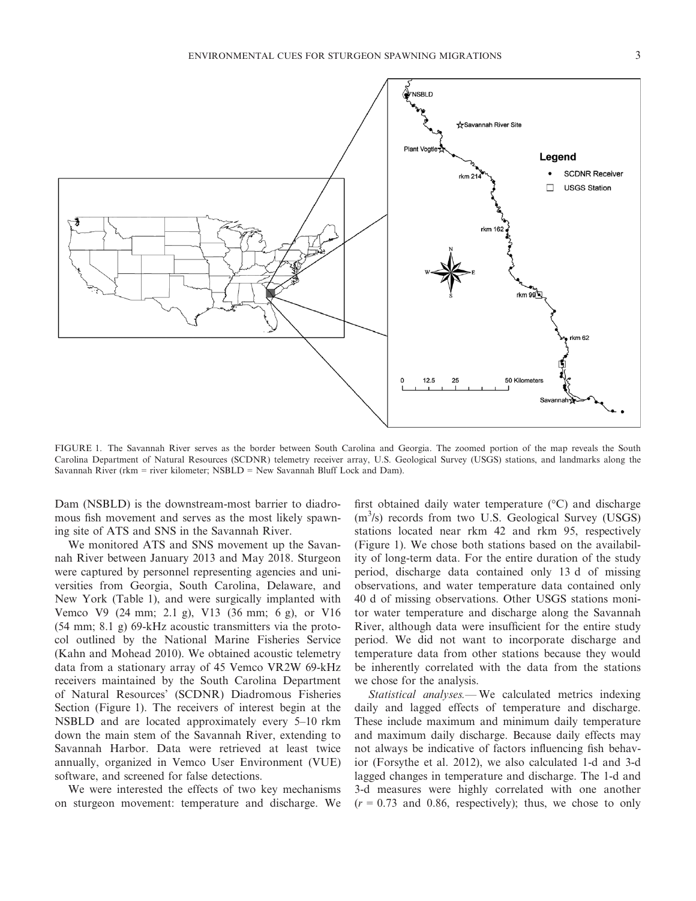FIGURE 1. The Savannah River serves as the border between South Carolina and Georgia. The zoomed portion of the map reveals the South Carolina Department of Natural Resources (SCDNR) telemetry receiver array, U.S. Geological Survey (USGS) stations, and landmarks along the Savannah River (rkm = river kilometer; NSBLD = New Savannah Bluff Lock and Dam).

Dam (NSBLD) is the downstream-most barrier to diadromous fish movement and serves as the most likely spawning site of ATS and SNS in the Savannah River.

We monitored ATS and SNS movement up the Savannah River between January 2013 and May 2018. Sturgeon were captured by personnel representing agencies and universities from Georgia, South Carolina, Delaware, and New York (Table 1), and were surgically implanted with Vemco V9 (24 mm; 2.1 g), V13 (36 mm; 6 g), or V16 (54 mm; 8.1 g) 69-kHz acoustic transmitters via the protocol outlined by the National Marine Fisheries Service (Kahn and Mohead 2010). We obtained acoustic telemetry data from a stationary array of 45 Vemco VR2W 69-kHz receivers maintained by the South Carolina Department of Natural Resources' (SCDNR) Diadromous Fisheries Section (Figure 1). The receivers of interest begin at the NSBLD and are located approximately every 5–10 rkm down the main stem of the Savannah River, extending to Savannah Harbor. Data were retrieved at least twice annually, organized in Vemco User Environment (VUE) software, and screened for false detections.

We were interested the effects of two key mechanisms on sturgeon movement: temperature and discharge. We first obtained daily water temperature (°C) and discharge ($m^3$/s) records from two U.S. Geological Survey (USGS) stations located near rkm 42 and rkm 95, respectively (Figure 1). We chose both stations based on the availability of long-term data. For the entire duration of the study period, discharge data contained only 13 d of missing observations, and water temperature data contained only 40 d of missing observations. Other USGS stations monitor water temperature and discharge along the Savannah River, although data were insufficient for the entire study period. We did not want to incorporate discharge and temperature data from other stations because they would be inherently correlated with the data from the stations we chose for the analysis.

*Statistical analyses.*— We calculated metrics indexing daily and lagged effects of temperature and discharge. These include maximum and minimum daily temperature and maximum daily discharge. Because daily effects may not always be indicative of factors influencing fish behavior (Forsythe et al. 2012), we also calculated 1-d and 3-d lagged changes in temperature and discharge. The 1-d and 3-d measures were highly correlated with one another ($r$ = 0.73 and 0.86, respectively); thus, we chose to only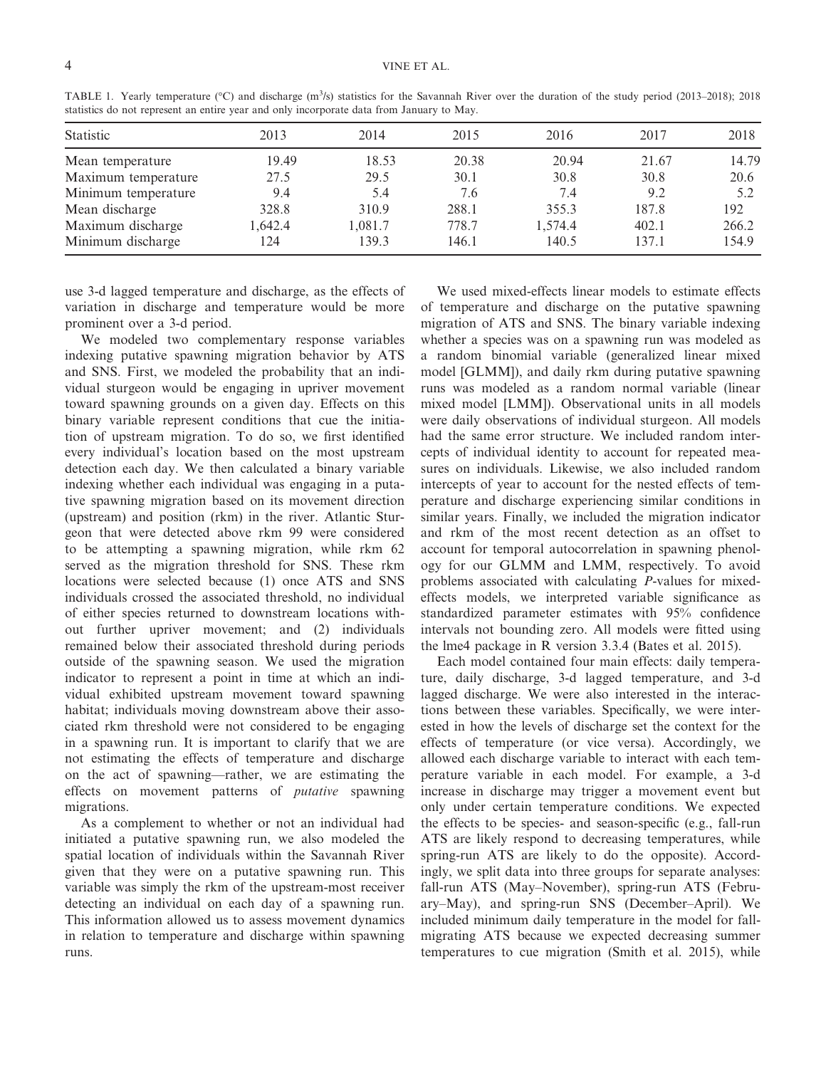TABLE 1. Yearly temperature (°C) and discharge ($m^3$/s) statistics for the Savannah River over the duration of the study period (2013–2018); 2018 statistics do not represent an entire year and only incorporate data from January to May.

| Statistic | 2013 | 2014 | 2015 | 2016 | 2017 | 2018 |
|---|---|---|---|---|---|---|
| Mean temperature | 19.49 | 18.53 | 20.38 | 20.94 | 21.67 | 14.79 |
| Maximum temperature | 27.5 | 29.5 | 30.1 | 30.8 | 30.8 | 20.6 |
| Minimum temperature | 9.4 | 5.4 | 7.6 | 7.4 | 9.2 | 5.2 |
| Mean discharge | 328.8 | 310.9 | 288.1 | 355.3 | 187.8 | 192 |
| Maximum discharge | 1,642.4 | 1,081.7 | 778.7 | 1,574.4 | 402.1 | 266.2 |
| Minimum discharge | 124 | 139.3 | 146.1 | 140.5 | 137.1 | 154.9 |

use 3-d lagged temperature and discharge, as the effects of variation in discharge and temperature would be more prominent over a 3-d period.

We modeled two complementary response variables indexing putative spawning migration behavior by ATS and SNS. First, we modeled the probability that an individual sturgeon would be engaging in upriver movement toward spawning grounds on a given day. Effects on this binary variable represent conditions that cue the initiation of upstream migration. To do so, we first identified every individual's location based on the most upstream detection each day. We then calculated a binary variable indexing whether each individual was engaging in a putative spawning migration based on its movement direction (upstream) and position (rkm) in the river. Atlantic Sturgeon that were detected above rkm 99 were considered to be attempting a spawning migration, while rkm 62 served as the migration threshold for SNS. These rkm locations were selected because (1) once ATS and SNS individuals crossed the associated threshold, no individual of either species returned to downstream locations without further upriver movement; and (2) individuals remained below their associated threshold during periods outside of the spawning season. We used the migration indicator to represent a point in time at which an individual exhibited upstream movement toward spawning habitat; individuals moving downstream above their associated rkm threshold were not considered to be engaging in a spawning run. It is important to clarify that we are not estimating the effects of temperature and discharge on the act of spawning—rather, we are estimating the effects on movement patterns of *putative* spawning migrations.

As a complement to whether or not an individual had initiated a putative spawning run, we also modeled the spatial location of individuals within the Savannah River given that they were on a putative spawning run. This variable was simply the rkm of the upstream-most receiver detecting an individual on each day of a spawning run. This information allowed us to assess movement dynamics in relation to temperature and discharge within spawning runs.

We used mixed-effects linear models to estimate effects of temperature and discharge on the putative spawning migration of ATS and SNS. The binary variable indexing whether a species was on a spawning run was modeled as a random binomial variable (generalized linear mixed model [GLMM]), and daily rkm during putative spawning runs was modeled as a random normal variable (linear mixed model [LMM]). Observational units in all models were daily observations of individual sturgeon. All models had the same error structure. We included random intercepts of individual identity to account for repeated measures on individuals. Likewise, we also included random intercepts of year to account for the nested effects of temperature and discharge experiencing similar conditions in similar years. Finally, we included the migration indicator and rkm of the most recent detection as an offset to account for temporal autocorrelation in spawning phenology for our GLMM and LMM, respectively. To avoid problems associated with calculating *P*-values for mixed-effects models, we interpreted variable significance as standardized parameter estimates with 95% confidence intervals not bounding zero. All models were fitted using the lme4 package in R version 3.3.4 (Bates et al. 2015).

Each model contained four main effects: daily temperature, daily discharge, 3-d lagged temperature, and 3-d lagged discharge. We were also interested in the interactions between these variables. Specifically, we were interested in how the levels of discharge set the context for the effects of temperature (or vice versa). Accordingly, we allowed each discharge variable to interact with each temperature variable in each model. For example, a 3-d increase in discharge may trigger a movement event but only under certain temperature conditions. We expected the effects to be species- and season-specific (e.g., fall-run ATS are likely respond to decreasing temperatures, while spring-run ATS are likely to do the opposite). Accordingly, we split data into three groups for separate analyses: fall-run ATS (May–November), spring-run ATS (February–May), and spring-run SNS (December–April). We included minimum daily temperature in the model for fall-migrating ATS because we expected decreasing summer temperatures to cue migration (Smith et al. 2015), while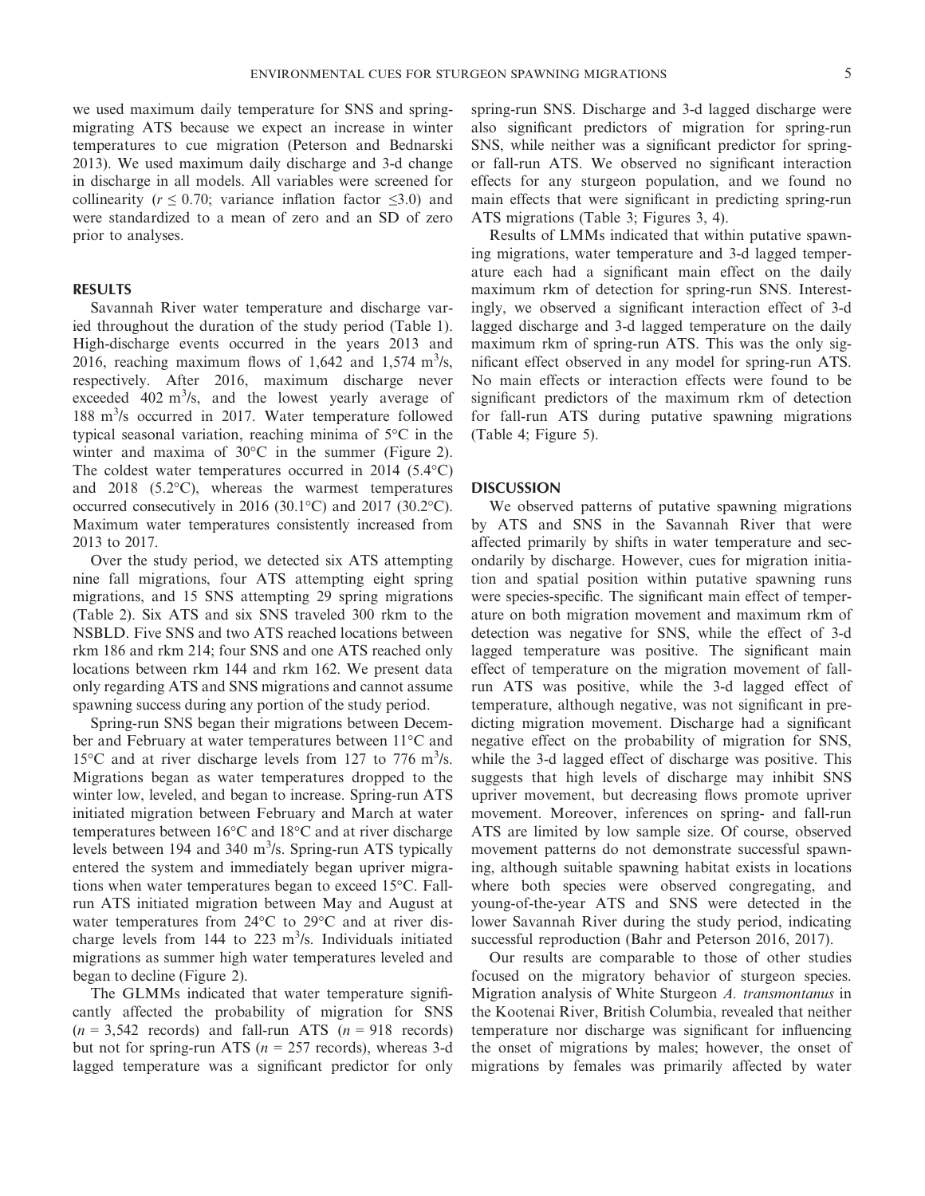we used maximum daily temperature for SNS and spring-migrating ATS because we expect an increase in winter temperatures to cue migration (Peterson and Bednarski 2013). We used maximum daily discharge and 3-d change in discharge in all models. All variables were screened for collinearity ($r \leq 0.70$; variance inflation factor $\leq 3.0$) and were standardized to a mean of zero and an SD of zero prior to analyses.

## RESULTS

Savannah River water temperature and discharge varied throughout the duration of the study period (Table 1). High-discharge events occurred in the years 2013 and 2016, reaching maximum flows of 1,642 and 1,574 $m^3$/s, respectively. After 2016, maximum discharge never exceeded 402 $m^3$/s, and the lowest yearly average of 188 $m^3$/s occurred in 2017. Water temperature followed typical seasonal variation, reaching minima of 5°C in the winter and maxima of 30°C in the summer (Figure 2). The coldest water temperatures occurred in 2014 (5.4°C) and 2018 (5.2°C), whereas the warmest temperatures occurred consecutively in 2016 (30.1°C) and 2017 (30.2°C). Maximum water temperatures consistently increased from 2013 to 2017.

Over the study period, we detected six ATS attempting nine fall migrations, four ATS attempting eight spring migrations, and 15 SNS attempting 29 spring migrations (Table 2). Six ATS and six SNS traveled 300 rkm to the NSBLD. Five SNS and two ATS reached locations between rkm 186 and rkm 214; four SNS and one ATS reached only locations between rkm 144 and rkm 162. We present data only regarding ATS and SNS migrations and cannot assume spawning success during any portion of the study period.

Spring-run SNS began their migrations between December and February at water temperatures between 11°C and 15°C and at river discharge levels from 127 to 776 $m^3$/s. Migrations began as water temperatures dropped to the winter low, leveled, and began to increase. Spring-run ATS initiated migration between February and March at water temperatures between 16°C and 18°C and at river discharge levels between 194 and 340 $m^3$/s. Spring-run ATS typically entered the system and immediately began upriver migrations when water temperatures began to exceed 15°C. Fall-run ATS initiated migration between May and August at water temperatures from 24°C to 29°C and at river discharge levels from 144 to 223 $m^3$/s. Individuals initiated migrations as summer high water temperatures leveled and began to decline (Figure 2).

The GLMMs indicated that water temperature significantly affected the probability of migration for SNS ($n$ = 3,542 records) and fall-run ATS ($n$ = 918 records) but not for spring-run ATS ($n$ = 257 records), whereas 3-d lagged temperature was a significant predictor for only spring-run SNS. Discharge and 3-d lagged discharge were also significant predictors of migration for spring-run SNS, while neither was a significant predictor for spring- or fall-run ATS. We observed no significant interaction effects for any sturgeon population, and we found no main effects that were significant in predicting spring-run ATS migrations (Table 3; Figures 3, 4).

Results of LMMs indicated that within putative spawning migrations, water temperature and 3-d lagged temperature each had a significant main effect on the daily maximum rkm of detection for spring-run SNS. Interestingly, we observed a significant interaction effect of 3-d lagged discharge and 3-d lagged temperature on the daily maximum rkm of spring-run ATS. This was the only significant effect observed in any model for spring-run ATS. No main effects or interaction effects were found to be significant predictors of the maximum rkm of detection for fall-run ATS during putative spawning migrations (Table 4; Figure 5).

## DISCUSSION

We observed patterns of putative spawning migrations by ATS and SNS in the Savannah River that were affected primarily by shifts in water temperature and secondarily by discharge. However, cues for migration initiation and spatial position within putative spawning runs were species-specific. The significant main effect of temperature on both migration movement and maximum rkm of detection was negative for SNS, while the effect of 3-d lagged temperature was positive. The significant main effect of temperature on the migration movement of fall-run ATS was positive, while the 3-d lagged effect of temperature, although negative, was not significant in predicting migration movement. Discharge had a significant negative effect on the probability of migration for SNS, while the 3-d lagged effect of discharge was positive. This suggests that high levels of discharge may inhibit SNS upriver movement, but decreasing flows promote upriver movement. Moreover, inferences on spring- and fall-run ATS are limited by low sample size. Of course, observed movement patterns do not demonstrate successful spawning, although suitable spawning habitat exists in locations where both species were observed congregating, and young-of-the-year ATS and SNS were detected in the lower Savannah River during the study period, indicating successful reproduction (Bahr and Peterson 2016, 2017).

Our results are comparable to those of other studies focused on the migratory behavior of sturgeon species. Migration analysis of White Sturgeon *A. transmontanus* in the Kootenai River, British Columbia, revealed that neither temperature nor discharge was significant for influencing the onset of migrations by males; however, the onset of migrations by females was primarily affected by water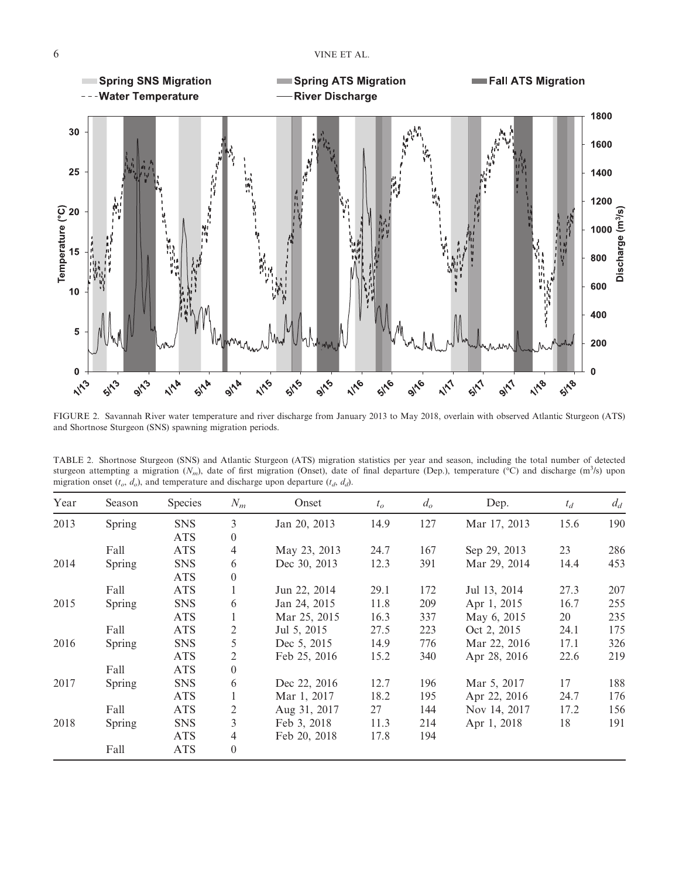FIGURE 2. Savannah River water temperature and river discharge from January 2013 to May 2018, overlain with observed Atlantic Sturgeon (ATS) and Shortnose Sturgeon (SNS) spawning migration periods.

TABLE 2. Shortnose Sturgeon (SNS) and Atlantic Sturgeon (ATS) migration statistics per year and season, including the total number of detected sturgeon attempting a migration ($N_m$), date of first migration (Onset), date of final departure (Dep.), temperature (°C) and discharge (m$^3$/s) upon migration onset ($t_o$, $d_o$), and temperature and discharge upon departure ($t_d$, $d_d$).

| Year | Season | Species | $N_m$ | Onset | $t_o$ | $d_o$ | Dep. | $t_d$ | $d_d$ |
|---|---|---|---|---|---|---|---|---|---|
| 2013 | Spring | SNS | 3 | Jan 20, 2013 | 14.9 | 127 | Mar 17, 2013 | 15.6 | 190 |
| | | ATS | 0 | | | | | | |
| | Fall | ATS | 4 | May 23, 2013 | 24.7 | 167 | Sep 29, 2013 | 23 | 286 |
| 2014 | Spring | SNS | 6 | Dec 30, 2013 | 12.3 | 391 | Mar 29, 2014 | 14.4 | 453 |
| | | ATS | 0 | | | | | | |
| | Fall | ATS | 1 | Jun 22, 2014 | 29.1 | 172 | Jul 13, 2014 | 27.3 | 207 |
| 2015 | Spring | SNS | 6 | Jan 24, 2015 | 11.8 | 209 | Apr 1, 2015 | 16.7 | 255 |
| | | ATS | 1 | Mar 25, 2015 | 16.3 | 337 | May 6, 2015 | 20 | 235 |
| | Fall | ATS | 2 | Jul 5, 2015 | 27.5 | 223 | Oct 2, 2015 | 24.1 | 175 |
| 2016 | Spring | SNS | 5 | Dec 5, 2015 | 14.9 | 776 | Mar 22, 2016 | 17.1 | 326 |
| | | ATS | 2 | Feb 25, 2016 | 15.2 | 340 | Apr 28, 2016 | 22.6 | 219 |
| | Fall | ATS | 0 | | | | | | |
| 2017 | Spring | SNS | 6 | Dec 22, 2016 | 12.7 | 196 | Mar 5, 2017 | 17 | 188 |
| | | ATS | 1 | Mar 1, 2017 | 18.2 | 195 | Apr 22, 2016 | 24.7 | 176 |
| | Fall | ATS | 2 | Aug 31, 2017 | 27 | 144 | Nov 14, 2017 | 17.2 | 156 |
| 2018 | Spring | SNS | 3 | Feb 3, 2018 | 11.3 | 214 | Apr 1, 2018 | 18 | 191 |
| | | ATS | 4 | Feb 20, 2018 | 17.8 | 194 | | | |
| | Fall | ATS | 0 | | | | | | |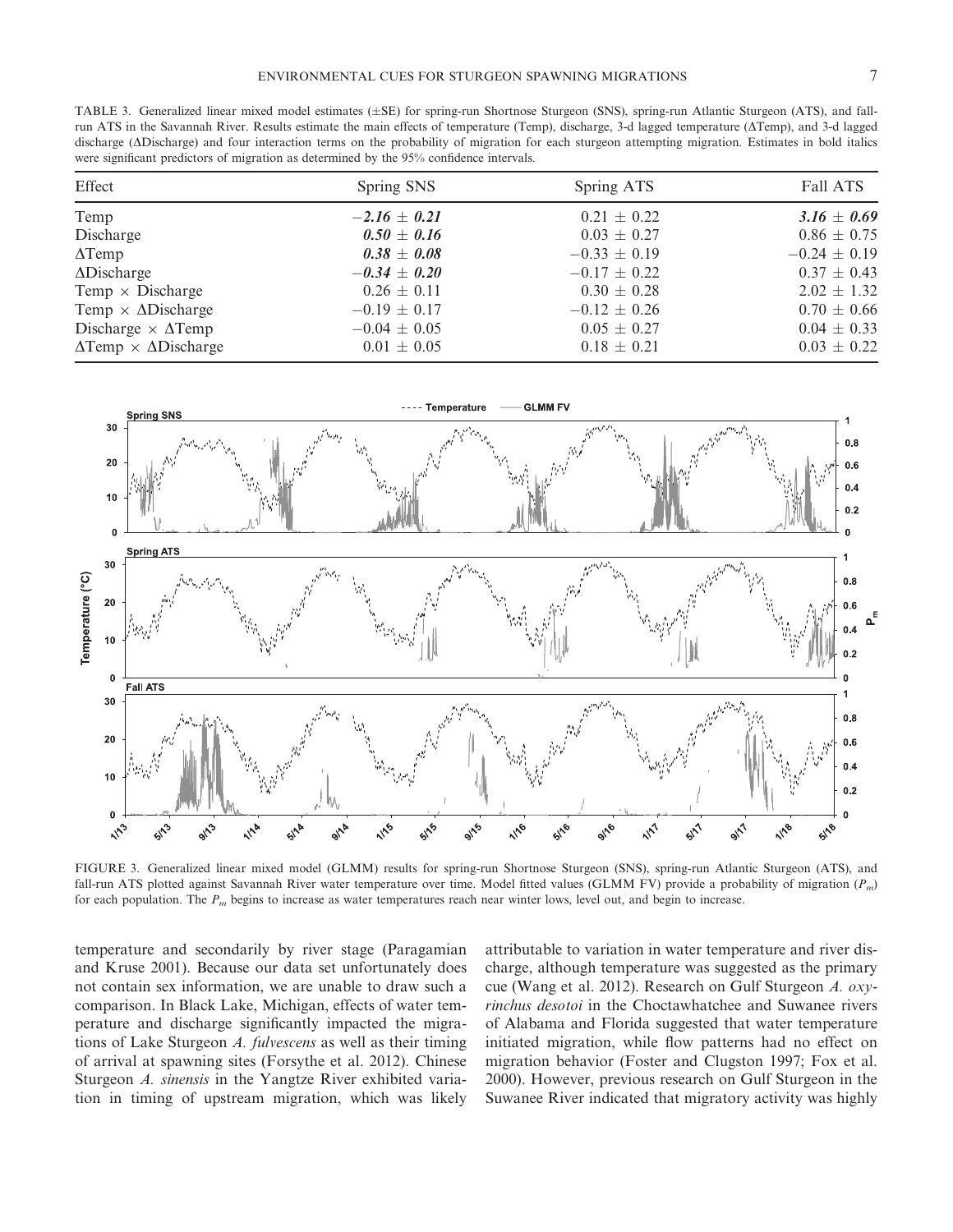TABLE 3. Generalized linear mixed model estimates (±SE) for spring-run Shortnose Sturgeon (SNS), spring-run Atlantic Sturgeon (ATS), and fall-run ATS in the Savannah River. Results estimate the main effects of temperature (Temp), discharge, 3-d lagged temperature (ΔTemp), and 3-d lagged discharge (ΔDischarge) and four interaction terms on the probability of migration for each sturgeon attempting migration. Estimates in bold italics were significant predictors of migration as determined by the 95% confidence intervals.

| Effect | Spring SNS | Spring ATS | Fall ATS |
|---|---|---|---|
| Temp | ***−2.16 ± 0.21*** | 0.21 ± 0.22 | ***3.16 ± 0.69*** |
| Discharge | ***0.50 ± 0.16*** | 0.03 ± 0.27 | 0.86 ± 0.75 |
| ΔTemp | ***0.38 ± 0.08*** | −0.33 ± 0.19 | −0.24 ± 0.19 |
| ΔDischarge | ***−0.34 ± 0.20*** | −0.17 ± 0.22 | 0.37 ± 0.43 |
| Temp × Discharge | 0.26 ± 0.11 | 0.30 ± 0.28 | 2.02 ± 1.32 |
| Temp × ΔDischarge | −0.19 ± 0.17 | −0.12 ± 0.26 | 0.70 ± 0.66 |
| Discharge × ΔTemp | −0.04 ± 0.05 | 0.05 ± 0.27 | 0.04 ± 0.33 |
| ΔTemp × ΔDischarge | 0.01 ± 0.05 | 0.18 ± 0.21 | 0.03 ± 0.22 |

FIGURE 3. Generalized linear mixed model (GLMM) results for spring-run Shortnose Sturgeon (SNS), spring-run Atlantic Sturgeon (ATS), and fall-run ATS plotted against Savannah River water temperature over time. Model fitted values (GLMM FV) provide a probability of migration ($P_m$) for each population. The $P_m$ begins to increase as water temperatures reach near winter lows, level out, and begin to increase.

temperature and secondarily by river stage (Paragamian and Kruse 2001). Because our data set unfortunately does not contain sex information, we are unable to draw such a comparison. In Black Lake, Michigan, effects of water temperature and discharge significantly impacted the migrations of Lake Sturgeon *A. fulvescens* as well as their timing of arrival at spawning sites (Forsythe et al. 2012). Chinese Sturgeon *A. sinensis* in the Yangtze River exhibited variation in timing of upstream migration, which was likely attributable to variation in water temperature and river discharge, although temperature was suggested as the primary cue (Wang et al. 2012). Research on Gulf Sturgeon *A. oxyrinchus desotoi* in the Choctawhatchee and Suwanee rivers of Alabama and Florida suggested that water temperature initiated migration, while flow patterns had no effect on migration behavior (Foster and Clugston 1997; Fox et al. 2000). However, previous research on Gulf Sturgeon in the Suwanee River indicated that migratory activity was highly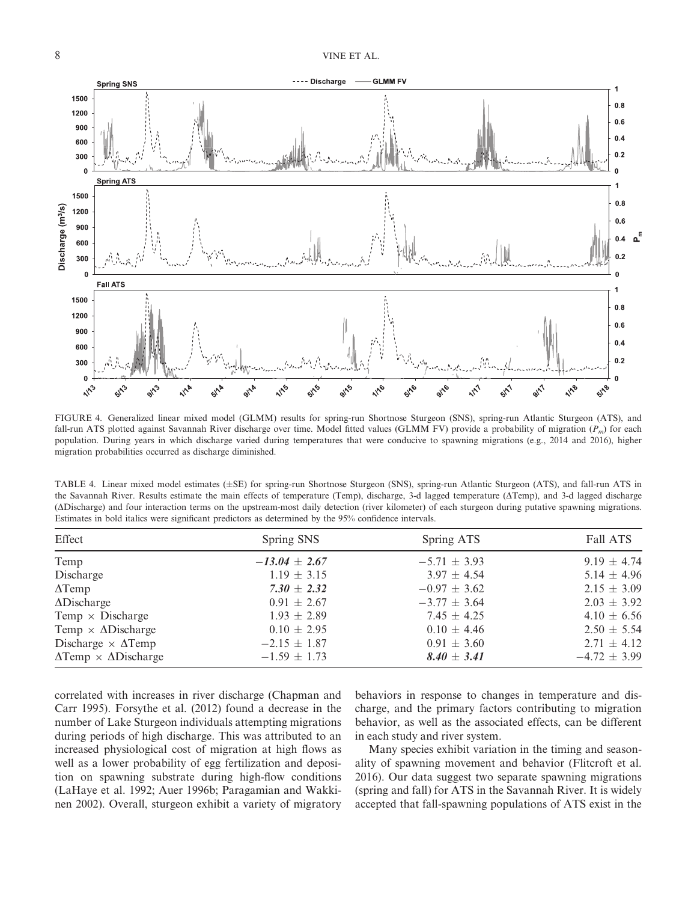FIGURE 4. Generalized linear mixed model (GLMM) results for spring-run Shortnose Sturgeon (SNS), spring-run Atlantic Sturgeon (ATS), and fall-run ATS plotted against Savannah River discharge over time. Model fitted values (GLMM FV) provide a probability of migration ($P_m$) for each population. During years in which discharge varied during temperatures that were conducive to spawning migrations (e.g., 2014 and 2016), higher migration probabilities occurred as discharge diminished.

TABLE 4. Linear mixed model estimates (±SE) for spring-run Shortnose Sturgeon (SNS), spring-run Atlantic Sturgeon (ATS), and fall-run ATS in the Savannah River. Results estimate the main effects of temperature (Temp), discharge, 3-d lagged temperature (ΔTemp), and 3-d lagged discharge (ΔDischarge) and four interaction terms on the upstream-most daily detection (river kilometer) of each sturgeon during putative spawning migrations. Estimates in bold italics were significant predictors as determined by the 95% confidence intervals.

| Effect | Spring SNS | Spring ATS | Fall ATS |
|---|---|---|---|
| Temp | ***−13.04 ± 2.67*** | −5.71 ± 3.93 | 9.19 ± 4.74 |
| Discharge | 1.19 ± 3.15 | 3.97 ± 4.54 | 5.14 ± 4.96 |
| ΔTemp | ***7.30 ± 2.32*** | −0.97 ± 3.62 | 2.15 ± 3.09 |
| ΔDischarge | 0.91 ± 2.67 | −3.77 ± 3.64 | 2.03 ± 3.92 |
| Temp × Discharge | 1.93 ± 2.89 | 7.45 ± 4.25 | 4.10 ± 6.56 |
| Temp × ΔDischarge | 0.10 ± 2.95 | 0.10 ± 4.46 | 2.50 ± 5.54 |
| Discharge × ΔTemp | −2.15 ± 1.87 | 0.91 ± 3.60 | 2.71 ± 4.12 |
| ΔTemp × ΔDischarge | −1.59 ± 1.73 | ***8.40 ± 3.41*** | −4.72 ± 3.99 |

correlated with increases in river discharge (Chapman and Carr 1995). Forsythe et al. (2012) found a decrease in the number of Lake Sturgeon individuals attempting migrations during periods of high discharge. This was attributed to an increased physiological cost of migration at high flows as well as a lower probability of egg fertilization and deposition on spawning substrate during high-flow conditions (LaHaye et al. 1992; Auer 1996b; Paragamian and Wakkinen 2002). Overall, sturgeon exhibit a variety of migratory behaviors in response to changes in temperature and discharge, and the primary factors contributing to migration behavior, as well as the associated effects, can be different in each study and river system.

Many species exhibit variation in the timing and seasonality of spawning movement and behavior (Flitcroft et al. 2016). Our data suggest two separate spawning migrations (spring and fall) for ATS in the Savannah River. It is widely accepted that fall-spawning populations of ATS exist in the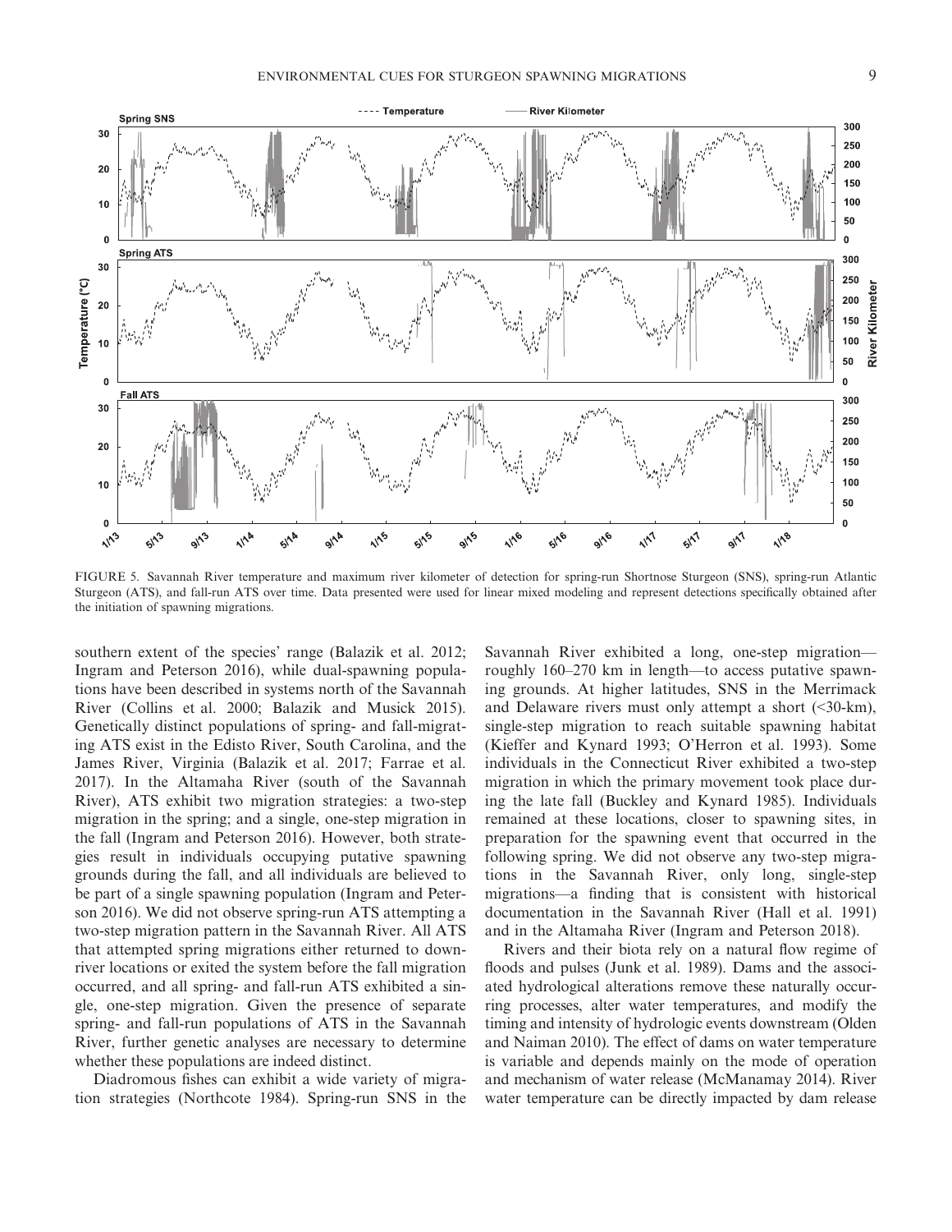FIGURE 5. Savannah River temperature and maximum river kilometer of detection for spring-run Shortnose Sturgeon (SNS), spring-run Atlantic Sturgeon (ATS), and fall-run ATS over time. Data presented were used for linear mixed modeling and represent detections specifically obtained after the initiation of spawning migrations.

southern extent of the species' range (Balazik et al. 2012; Ingram and Peterson 2016), while dual-spawning populations have been described in systems north of the Savannah River (Collins et al. 2000; Balazik and Musick 2015). Genetically distinct populations of spring- and fall-migrating ATS exist in the Edisto River, South Carolina, and the James River, Virginia (Balazik et al. 2017; Farrae et al. 2017). In the Altamaha River (south of the Savannah River), ATS exhibit two migration strategies: a two-step migration in the spring; and a single, one-step migration in the fall (Ingram and Peterson 2016). However, both strategies result in individuals occupying putative spawning grounds during the fall, and all individuals are believed to be part of a single spawning population (Ingram and Peterson 2016). We did not observe spring-run ATS attempting a two-step migration pattern in the Savannah River. All ATS that attempted spring migrations either returned to downriver locations or exited the system before the fall migration occurred, and all spring- and fall-run ATS exhibited a single, one-step migration. Given the presence of separate spring- and fall-run populations of ATS in the Savannah River, further genetic analyses are necessary to determine whether these populations are indeed distinct.

Diadromous fishes can exhibit a wide variety of migration strategies (Northcote 1984). Spring-run SNS in the Savannah River exhibited a long, one-step migration—roughly 160–270 km in length—to access putative spawning grounds. At higher latitudes, SNS in the Merrimack and Delaware rivers must only attempt a short (<30-km), single-step migration to reach suitable spawning habitat (Kieffer and Kynard 1993; O'Herron et al. 1993). Some individuals in the Connecticut River exhibited a two-step migration in which the primary movement took place during the late fall (Buckley and Kynard 1985). Individuals remained at these locations, closer to spawning sites, in preparation for the spawning event that occurred in the following spring. We did not observe any two-step migrations in the Savannah River, only long, single-step migrations—a finding that is consistent with historical documentation in the Savannah River (Hall et al. 1991) and in the Altamaha River (Ingram and Peterson 2018).

Rivers and their biota rely on a natural flow regime of floods and pulses (Junk et al. 1989). Dams and the associated hydrological alterations remove these naturally occurring processes, alter water temperatures, and modify the timing and intensity of hydrologic events downstream (Olden and Naiman 2010). The effect of dams on water temperature is variable and depends mainly on the mode of operation and mechanism of water release (McManamay 2014). River water temperature can be directly impacted by dam release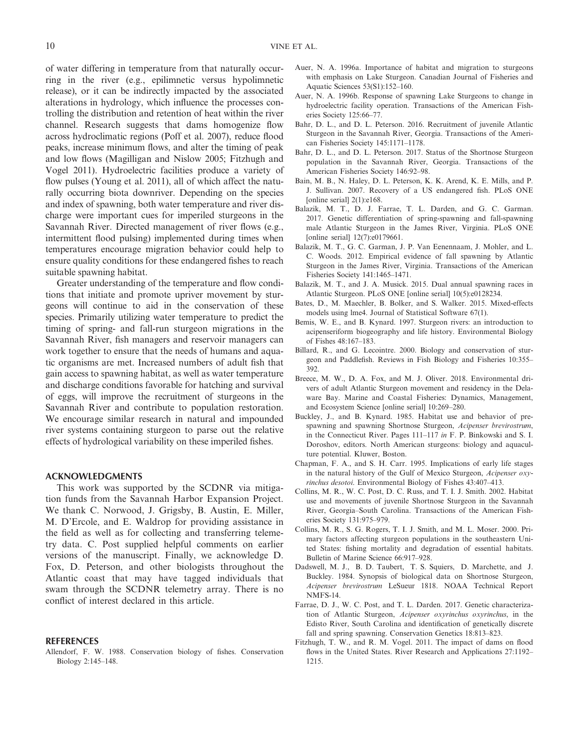of water differing in temperature from that naturally occurring in the river (e.g., epilimnetic versus hypolimnetic release), or it can be indirectly impacted by the associated alterations in hydrology, which influence the processes controlling the distribution and retention of heat within the river channel. Research suggests that dams homogenize flow across hydroclimatic regions (Poff et al. 2007), reduce flood peaks, increase minimum flows, and alter the timing of peak and low flows (Magilligan and Nislow 2005; Fitzhugh and Vogel 2011). Hydroelectric facilities produce a variety of flow pulses (Young et al. 2011), all of which affect the naturally occurring biota downriver. Depending on the species and index of spawning, both water temperature and river discharge were important cues for imperiled sturgeons in the Savannah River. Directed management of river flows (e.g., intermittent flood pulsing) implemented during times when temperatures encourage migration behavior could help to ensure quality conditions for these endangered fishes to reach suitable spawning habitat.

Greater understanding of the temperature and flow conditions that initiate and promote upriver movement by sturgeons will continue to aid in the conservation of these species. Primarily utilizing water temperature to predict the timing of spring- and fall-run sturgeon migrations in the Savannah River, fish managers and reservoir managers can work together to ensure that the needs of humans and aquatic organisms are met. Increased numbers of adult fish that gain access to spawning habitat, as well as water temperature and discharge conditions favorable for hatching and survival of eggs, will improve the recruitment of sturgeons in the Savannah River and contribute to population restoration. We encourage similar research in natural and impounded river systems containing sturgeon to parse out the relative effects of hydrological variability on these imperiled fishes.

## ACKNOWLEDGMENTS

This work was supported by the SCDNR via mitigation funds from the Savannah Harbor Expansion Project. We thank C. Norwood, J. Grigsby, B. Austin, E. Miller, M. D'Ercole, and E. Waldrop for providing assistance in the field as well as for collecting and transferring telemetry data. C. Post supplied helpful comments on earlier versions of the manuscript. Finally, we acknowledge D. Fox, D. Peterson, and other biologists throughout the Atlantic coast that may have tagged individuals that swam through the SCDNR telemetry array. There is no conflict of interest declared in this article.

## REFERENCES

Allendorf, F. W. 1988. Conservation biology of fishes. Conservation Biology 2:145–148.

Auer, N. A. 1996a. Importance of habitat and migration to sturgeons with emphasis on Lake Sturgeon. Canadian Journal of Fisheries and Aquatic Sciences 53(S1):152–160.

Auer, N. A. 1996b. Response of spawning Lake Sturgeons to change in hydroelectric facility operation. Transactions of the American Fisheries Society 125:66–77.

Bahr, D. L., and D. L. Peterson. 2016. Recruitment of juvenile Atlantic Sturgeon in the Savannah River, Georgia. Transactions of the American Fisheries Society 145:1171–1178.

Bahr, D. L., and D. L. Peterson. 2017. Status of the Shortnose Sturgeon population in the Savannah River, Georgia. Transactions of the American Fisheries Society 146:92–98.

Bain, M. B., N. Haley, D. L. Peterson, K. K. Arend, K. E. Mills, and P. J. Sullivan. 2007. Recovery of a US endangered fish. PLoS ONE [online serial] 2(1):e168.

Balazik, M. T., D. J. Farrae, T. L. Darden, and G. C. Garman. 2017. Genetic differentiation of spring-spawning and fall-spawning male Atlantic Sturgeon in the James River, Virginia. PLoS ONE [online serial] 12(7):e0179661.

Balazik, M. T., G. C. Garman, J. P. Van Eenennaam, J. Mohler, and L. C. Woods. 2012. Empirical evidence of fall spawning by Atlantic Sturgeon in the James River, Virginia. Transactions of the American Fisheries Society 141:1465–1471.

Balazik, M. T., and J. A. Musick. 2015. Dual annual spawning races in Atlantic Sturgeon. PLoS ONE [online serial] 10(5):e0128234.

Bates, D., M. Maechler, B. Bolker, and S. Walker. 2015. Mixed-effects models using lme4. Journal of Statistical Software 67(1).

Bemis, W. E., and B. Kynard. 1997. Sturgeon rivers: an introduction to acipenseriform biogeography and life history. Environmental Biology of Fishes 48:167–183.

Billard, R., and G. Lecointre. 2000. Biology and conservation of sturgeon and Paddlefish. Reviews in Fish Biology and Fisheries 10:355–392.

Breece, M. W., D. A. Fox, and M. J. Oliver. 2018. Environmental drivers of adult Atlantic Sturgeon movement and residency in the Delaware Bay. Marine and Coastal Fisheries: Dynamics, Management, and Ecosystem Science [online serial] 10:269–280.

Buckley, J., and B. Kynard. 1985. Habitat use and behavior of prespawning and spawning Shortnose Sturgeon, *Acipenser brevirostrum*, in the Connecticut River. Pages 111–117 *in* F. P. Binkowski and S. I. Doroshov, editors. North American sturgeons: biology and aquaculture potential. Kluwer, Boston.

Chapman, F. A., and S. H. Carr. 1995. Implications of early life stages in the natural history of the Gulf of Mexico Sturgeon, *Acipenser oxyrinchus desotoi*. Environmental Biology of Fishes 43:407–413.

Collins, M. R., W. C. Post, D. C. Russ, and T. I. J. Smith. 2002. Habitat use and movements of juvenile Shortnose Sturgeon in the Savannah River, Georgia–South Carolina. Transactions of the American Fisheries Society 131:975–979.

Collins, M. R., S. G. Rogers, T. I. J. Smith, and M. L. Moser. 2000. Primary factors affecting sturgeon populations in the southeastern United States: fishing mortality and degradation of essential habitats. Bulletin of Marine Science 66:917–928.

Dadswell, M. J., B. D. Taubert, T. S. Squiers, D. Marchette, and J. Buckley. 1984. Synopsis of biological data on Shortnose Sturgeon, *Acipenser brevirostrum* LeSueur 1818. NOAA Technical Report NMFS-14.

Farrae, D. J., W. C. Post, and T. L. Darden. 2017. Genetic characterization of Atlantic Sturgeon, *Acipenser oxyrinchus oxyrinchus*, in the Edisto River, South Carolina and identification of genetically discrete fall and spring spawning. Conservation Genetics 18:813–823.

Fitzhugh, T. W., and R. M. Vogel. 2011. The impact of dams on flood flows in the United States. River Research and Applications 27:1192–1215.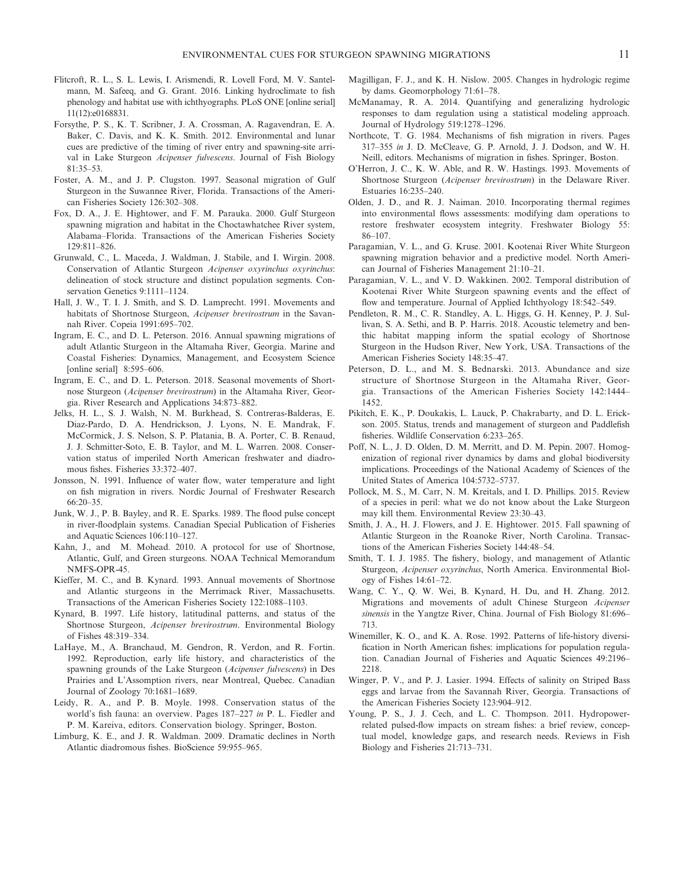Flitcroft, R. L., S. L. Lewis, I. Arismendi, R. Lovell Ford, M. V. Santelmann, M. Safeeq, and G. Grant. 2016. Linking hydroclimate to fish phenology and habitat use with ichthyographs. PLoS ONE [online serial] 11(12):e0168831.

Forsythe, P. S., K. T. Scribner, J. A. Crossman, A. Ragavendran, E. A. Baker, C. Davis, and K. K. Smith. 2012. Environmental and lunar cues are predictive of the timing of river entry and spawning-site arrival in Lake Sturgeon *Acipenser fulvescens*. Journal of Fish Biology 81:35–53.

Foster, A. M., and J. P. Clugston. 1997. Seasonal migration of Gulf Sturgeon in the Suwannee River, Florida. Transactions of the American Fisheries Society 126:302–308.

Fox, D. A., J. E. Hightower, and F. M. Parauka. 2000. Gulf Sturgeon spawning migration and habitat in the Choctawhatchee River system, Alabama–Florida. Transactions of the American Fisheries Society 129:811–826.

Grunwald, C., L. Maceda, J. Waldman, J. Stabile, and I. Wirgin. 2008. Conservation of Atlantic Sturgeon *Acipenser oxyrinchus oxyrinchus*: delineation of stock structure and distinct population segments. Conservation Genetics 9:1111–1124.

Hall, J. W., T. I. J. Smith, and S. D. Lamprecht. 1991. Movements and habitats of Shortnose Sturgeon, *Acipenser brevirostrum* in the Savannah River. Copeia 1991:695–702.

Ingram, E. C., and D. L. Peterson. 2016. Annual spawning migrations of adult Atlantic Sturgeon in the Altamaha River, Georgia. Marine and Coastal Fisheries: Dynamics, Management, and Ecosystem Science [online serial] 8:595–606.

Ingram, E. C., and D. L. Peterson. 2018. Seasonal movements of Shortnose Sturgeon (*Acipenser brevirostrum*) in the Altamaha River, Georgia. River Research and Applications 34:873–882.

Jelks, H. L., S. J. Walsh, N. M. Burkhead, S. Contreras-Balderas, E. Diaz-Pardo, D. A. Hendrickson, J. Lyons, N. E. Mandrak, F. McCormick, J. S. Nelson, S. P. Platania, B. A. Porter, C. B. Renaud, J. J. Schmitter-Soto, E. B. Taylor, and M. L. Warren. 2008. Conservation status of imperiled North American freshwater and diadromous fishes. Fisheries 33:372–407.

Jonsson, N. 1991. Influence of water flow, water temperature and light on fish migration in rivers. Nordic Journal of Freshwater Research 66:20–35.

Junk, W. J., P. B. Bayley, and R. E. Sparks. 1989. The flood pulse concept in river-floodplain systems. Canadian Special Publication of Fisheries and Aquatic Sciences 106:110–127.

Kahn, J., and M. Mohead. 2010. A protocol for use of Shortnose, Atlantic, Gulf, and Green sturgeons. NOAA Technical Memorandum NMFS-OPR-45.

Kieffer, M. C., and B. Kynard. 1993. Annual movements of Shortnose and Atlantic sturgeons in the Merrimack River, Massachusetts. Transactions of the American Fisheries Society 122:1088–1103.

Kynard, B. 1997. Life history, latitudinal patterns, and status of the Shortnose Sturgeon, *Acipenser brevirostrum*. Environmental Biology of Fishes 48:319–334.

LaHaye, M., A. Branchaud, M. Gendron, R. Verdon, and R. Fortin. 1992. Reproduction, early life history, and characteristics of the spawning grounds of the Lake Sturgeon (*Acipenser fulvescens*) in Des Prairies and L'Assomption rivers, near Montreal, Quebec. Canadian Journal of Zoology 70:1681–1689.

Leidy, R. A., and P. B. Moyle. 1998. Conservation status of the world's fish fauna: an overview. Pages 187–227 *in* P. L. Fiedler and P. M. Kareiva, editors. Conservation biology. Springer, Boston.

Limburg, K. E., and J. R. Waldman. 2009. Dramatic declines in North Atlantic diadromous fishes. BioScience 59:955–965.

Magilligan, F. J., and K. H. Nislow. 2005. Changes in hydrologic regime by dams. Geomorphology 71:61–78.

McManamay, R. A. 2014. Quantifying and generalizing hydrologic responses to dam regulation using a statistical modeling approach. Journal of Hydrology 519:1278–1296.

Northcote, T. G. 1984. Mechanisms of fish migration in rivers. Pages 317–355 *in* J. D. McCleave, G. P. Arnold, J. J. Dodson, and W. H. Neill, editors. Mechanisms of migration in fishes. Springer, Boston.

O'Herron, J. C., K. W. Able, and R. W. Hastings. 1993. Movements of Shortnose Sturgeon (*Acipenser brevirostrum*) in the Delaware River. Estuaries 16:235–240.

Olden, J. D., and R. J. Naiman. 2010. Incorporating thermal regimes into environmental flows assessments: modifying dam operations to restore freshwater ecosystem integrity. Freshwater Biology 55: 86–107.

Paragamian, V. L., and G. Kruse. 2001. Kootenai River White Sturgeon spawning migration behavior and a predictive model. North American Journal of Fisheries Management 21:10–21.

Paragamian, V. L., and V. D. Wakkinen. 2002. Temporal distribution of Kootenai River White Sturgeon spawning events and the effect of flow and temperature. Journal of Applied Ichthyology 18:542–549.

Pendleton, R. M., C. R. Standley, A. L. Higgs, G. H. Kenney, P. J. Sullivan, S. A. Sethi, and B. P. Harris. 2018. Acoustic telemetry and benthic habitat mapping inform the spatial ecology of Shortnose Sturgeon in the Hudson River, New York, USA. Transactions of the American Fisheries Society 148:35–47.

Peterson, D. L., and M. S. Bednarski. 2013. Abundance and size structure of Shortnose Sturgeon in the Altamaha River, Georgia. Transactions of the American Fisheries Society 142:1444–1452.

Pikitch, E. K., P. Doukakis, L. Lauck, P. Chakrabarty, and D. L. Erickson. 2005. Status, trends and management of sturgeon and Paddlefish fisheries. Wildlife Conservation 6:233–265.

Poff, N. L., J. D. Olden, D. M. Merritt, and D. M. Pepin. 2007. Homogenization of regional river dynamics by dams and global biodiversity implications. Proceedings of the National Academy of Sciences of the United States of America 104:5732–5737.

Pollock, M. S., M. Carr, N. M. Kreitals, and I. D. Phillips. 2015. Review of a species in peril: what we do not know about the Lake Sturgeon may kill them. Environmental Review 23:30–43.

Smith, J. A., H. J. Flowers, and J. E. Hightower. 2015. Fall spawning of Atlantic Sturgeon in the Roanoke River, North Carolina. Transactions of the American Fisheries Society 144:48–54.

Smith, T. I. J. 1985. The fishery, biology, and management of Atlantic Sturgeon, *Acipenser oxyrinchus*, North America. Environmental Biology of Fishes 14:61–72.

Wang, C. Y., Q. W. Wei, B. Kynard, H. Du, and H. Zhang. 2012. Migrations and movements of adult Chinese Sturgeon *Acipenser sinensis* in the Yangtze River, China. Journal of Fish Biology 81:696–713.

Winemiller, K. O., and K. A. Rose. 1992. Patterns of life-history diversification in North American fishes: implications for population regulation. Canadian Journal of Fisheries and Aquatic Sciences 49:2196–2218.

Winger, P. V., and P. J. Lasier. 1994. Effects of salinity on Striped Bass eggs and larvae from the Savannah River, Georgia. Transactions of the American Fisheries Society 123:904–912.

Young, P. S., J. J. Cech, and L. C. Thompson. 2011. Hydropower-related pulsed-flow impacts on stream fishes: a brief review, conceptual model, knowledge gaps, and research needs. Reviews in Fish Biology and Fisheries 21:713–731.